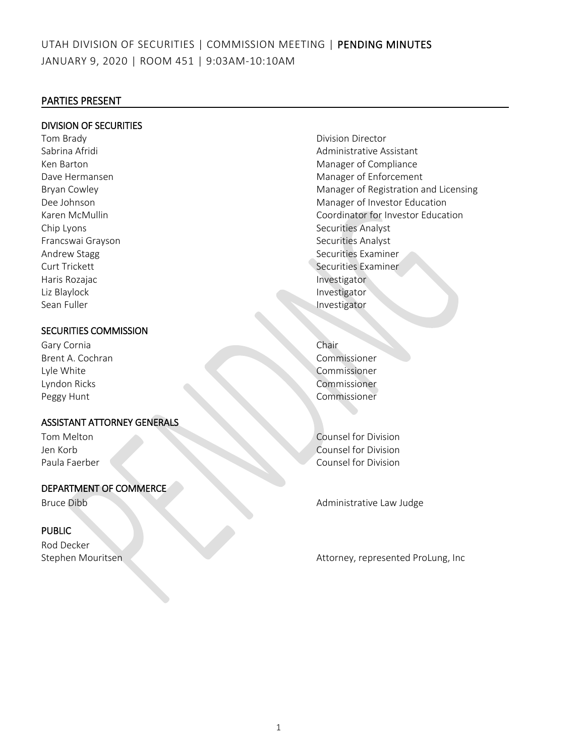# UTAH DIVISION OF SECURITIES | COMMISSION MEETING | PENDING MINUTES

JANUARY 9, 2020 | ROOM 451 | 9:03AM-10:10AM

## PARTIES PRESENT

### DIVISION OF SECURITIES

| | |
|---|---|
| Tom Brady | Division Director |
| Sabrina Afridi | Administrative Assistant |
| Ken Barton | Manager of Compliance |
| Dave Hermansen | Manager of Enforcement |
| Bryan Cowley | Manager of Registration and Licensing |
| Dee Johnson | Manager of Investor Education |
| Karen McMullin | Coordinator for Investor Education |
| Chip Lyons | Securities Analyst |
| Francswai Grayson | Securities Analyst |
| Andrew Stagg | Securities Examiner |
| Curt Trickett | Securities Examiner |
| Haris Rozajac | Investigator |
| Liz Blaylock | Investigator |
| Sean Fuller | Investigator |

### SECURITIES COMMISSION

| | |
|---|---|
| Gary Cornia | Chair |
| Brent A. Cochran | Commissioner |
| Lyle White | Commissioner |
| Lyndon Ricks | Commissioner |
| Peggy Hunt | Commissioner |

### ASSISTANT ATTORNEY GENERALS

| | |
|---|---|
| Tom Melton | Counsel for Division |
| Jen Korb | Counsel for Division |
| Paula Faerber | Counsel for Division |

### DEPARTMENT OF COMMERCE

| | |
|---|---|
| Bruce Dibb | Administrative Law Judge |

### PUBLIC

| | |
|---|---|
| Rod Decker | |
| Stephen Mouritsen | Attorney, represented ProLung, Inc |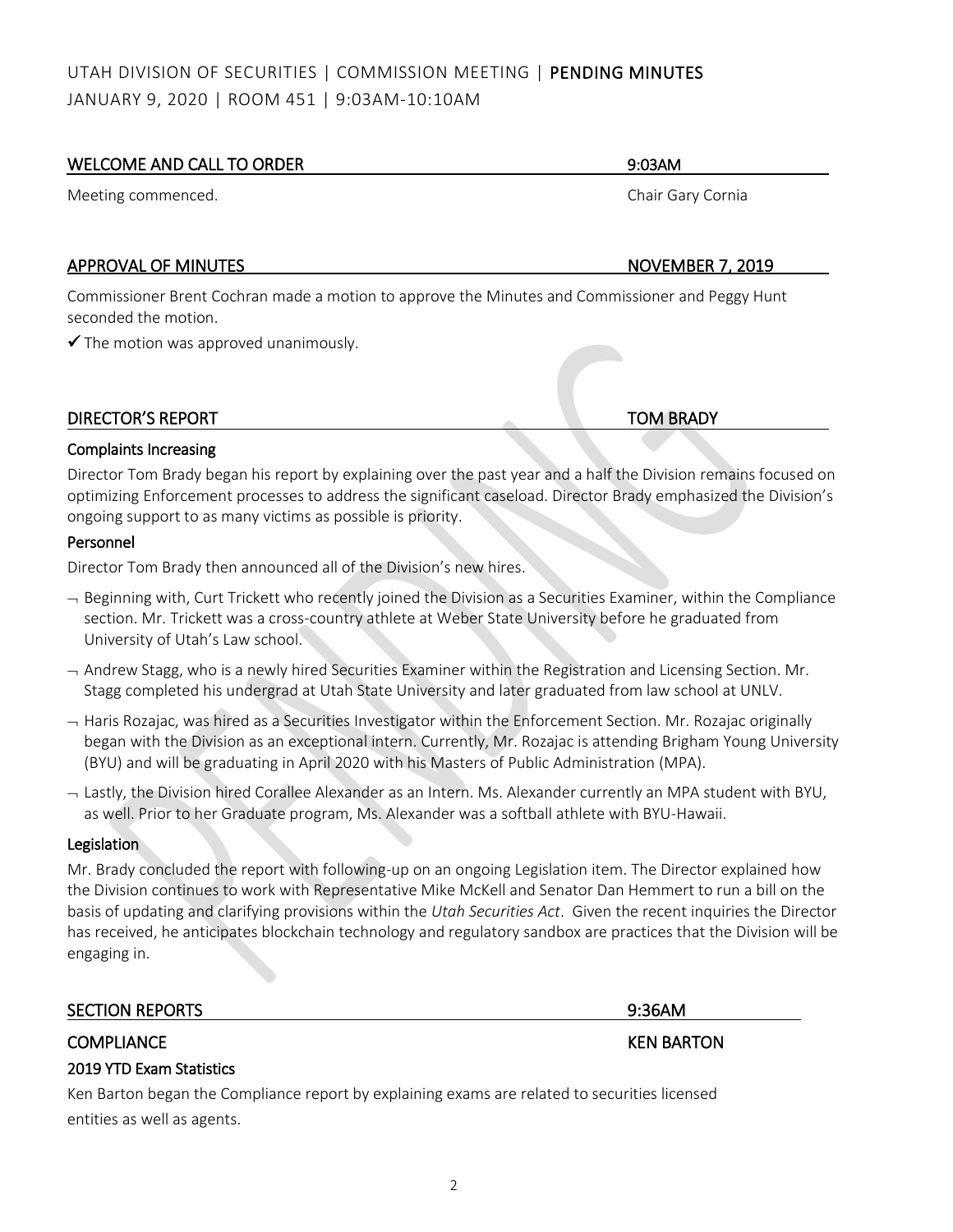UTAH DIVISION OF SECURITIES | COMMISSION MEETING | PENDING MINUTES

JANUARY 9, 2020 | ROOM 451 | 9:03AM-10:10AM

## WELCOME AND CALL TO ORDER — 9:03AM

Meeting commenced. — Chair Gary Cornia

## APPROVAL OF MINUTES — NOVEMBER 7, 2019

Commissioner Brent Cochran made a motion to approve the Minutes and Commissioner and Peggy Hunt seconded the motion.

✓ The motion was approved unanimously.

## DIRECTOR'S REPORT — TOM BRADY

### Complaints Increasing

Director Tom Brady began his report by explaining over the past year and a half the Division remains focused on optimizing Enforcement processes to address the significant caseload. Director Brady emphasized the Division's ongoing support to as many victims as possible is priority.

### Personnel

Director Tom Brady then announced all of the Division's new hires.

- Beginning with, Curt Trickett who recently joined the Division as a Securities Examiner, within the Compliance section. Mr. Trickett was a cross-country athlete at Weber State University before he graduated from University of Utah's Law school.
- Andrew Stagg, who is a newly hired Securities Examiner within the Registration and Licensing Section. Mr. Stagg completed his undergrad at Utah State University and later graduated from law school at UNLV.
- Haris Rozajac, was hired as a Securities Investigator within the Enforcement Section. Mr. Rozajac originally began with the Division as an exceptional intern. Currently, Mr. Rozajac is attending Brigham Young University (BYU) and will be graduating in April 2020 with his Masters of Public Administration (MPA).
- Lastly, the Division hired Corallee Alexander as an Intern. Ms. Alexander currently an MPA student with BYU, as well. Prior to her Graduate program, Ms. Alexander was a softball athlete with BYU-Hawaii.

### Legislation

Mr. Brady concluded the report with following-up on an ongoing Legislation item. The Director explained how the Division continues to work with Representative Mike McKell and Senator Dan Hemmert to run a bill on the basis of updating and clarifying provisions within the *Utah Securities Act*. Given the recent inquiries the Director has received, he anticipates blockchain technology and regulatory sandbox are practices that the Division will be engaging in.

## SECTION REPORTS — 9:36AM

## COMPLIANCE — KEN BARTON

### 2019 YTD Exam Statistics

Ken Barton began the Compliance report by explaining exams are related to securities licensed entities as well as agents.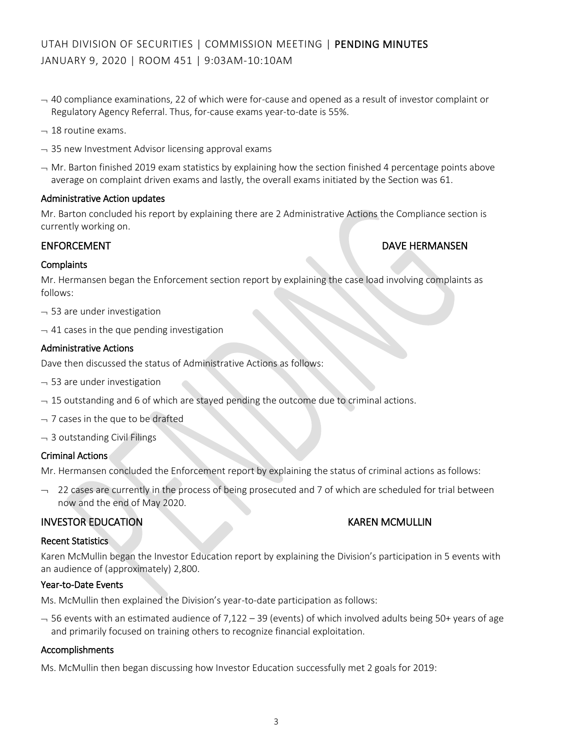- 40 compliance examinations, 22 of which were for-cause and opened as a result of investor complaint or Regulatory Agency Referral. Thus, for-cause exams year-to-date is 55%.
- 18 routine exams.
- 35 new Investment Advisor licensing approval exams
- Mr. Barton finished 2019 exam statistics by explaining how the section finished 4 percentage points above average on complaint driven exams and lastly, the overall exams initiated by the Section was 61.

### Administrative Action updates

Mr. Barton concluded his report by explaining there are 2 Administrative Actions the Compliance section is currently working on.

## ENFORCEMENT — DAVE HERMANSEN

### Complaints

Mr. Hermansen began the Enforcement section report by explaining the case load involving complaints as follows:

- 53 are under investigation
- 41 cases in the que pending investigation

### Administrative Actions

Dave then discussed the status of Administrative Actions as follows:

- 53 are under investigation
- 15 outstanding and 6 of which are stayed pending the outcome due to criminal actions.
- 7 cases in the que to be drafted
- 3 outstanding Civil Filings

### Criminal Actions

Mr. Hermansen concluded the Enforcement report by explaining the status of criminal actions as follows:

- 22 cases are currently in the process of being prosecuted and 7 of which are scheduled for trial between now and the end of May 2020.

## INVESTOR EDUCATION — KAREN MCMULLIN

### Recent Statistics

Karen McMullin began the Investor Education report by explaining the Division's participation in 5 events with an audience of (approximately) 2,800.

### Year-to-Date Events

Ms. McMullin then explained the Division's year-to-date participation as follows:

- 56 events with an estimated audience of 7,122 – 39 (events) of which involved adults being 50+ years of age and primarily focused on training others to recognize financial exploitation.

### Accomplishments

Ms. McMullin then began discussing how Investor Education successfully met 2 goals for 2019: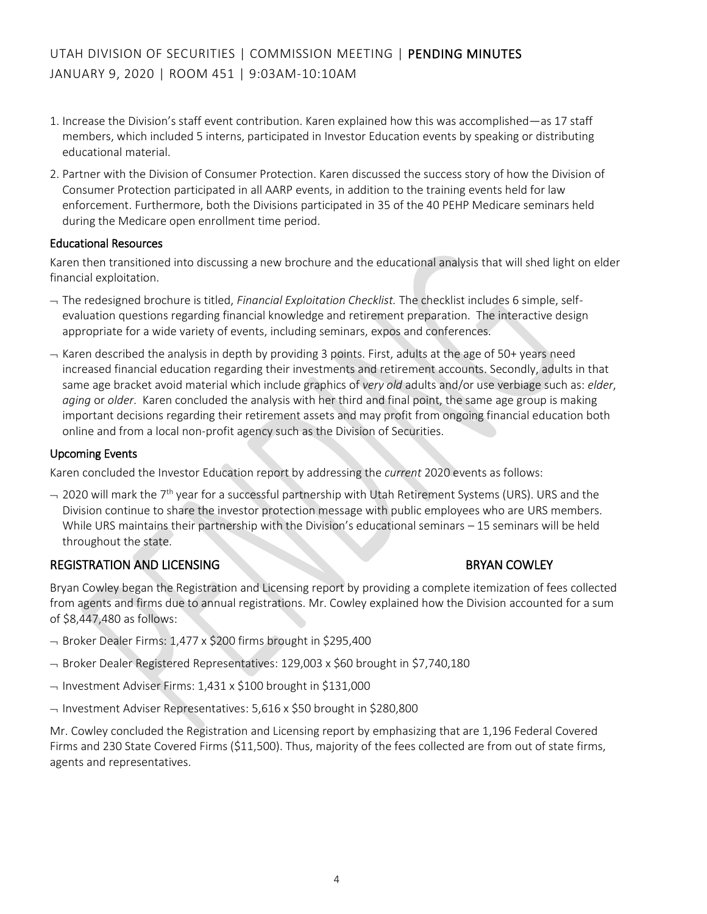1. Increase the Division's staff event contribution. Karen explained how this was accomplished—as 17 staff members, which included 5 interns, participated in Investor Education events by speaking or distributing educational material.
2. Partner with the Division of Consumer Protection. Karen discussed the success story of how the Division of Consumer Protection participated in all AARP events, in addition to the training events held for law enforcement. Furthermore, both the Divisions participated in 35 of the 40 PEHP Medicare seminars held during the Medicare open enrollment time period.

### Educational Resources

Karen then transitioned into discussing a new brochure and the educational analysis that will shed light on elder financial exploitation.

- The redesigned brochure is titled, *Financial Exploitation Checklist.* The checklist includes 6 simple, self-evaluation questions regarding financial knowledge and retirement preparation. The interactive design appropriate for a wide variety of events, including seminars, expos and conferences.
- Karen described the analysis in depth by providing 3 points. First, adults at the age of 50+ years need increased financial education regarding their investments and retirement accounts. Secondly, adults in that same age bracket avoid material which include graphics of *very old* adults and/or use verbiage such as: *elder*, *aging* or *older*. Karen concluded the analysis with her third and final point, the same age group is making important decisions regarding their retirement assets and may profit from ongoing financial education both online and from a local non-profit agency such as the Division of Securities.

### Upcoming Events

Karen concluded the Investor Education report by addressing the *current* 2020 events as follows:

- 2020 will mark the 7th year for a successful partnership with Utah Retirement Systems (URS). URS and the Division continue to share the investor protection message with public employees who are URS members. While URS maintains their partnership with the Division's educational seminars – 15 seminars will be held throughout the state.

## REGISTRATION AND LICENSING — BRYAN COWLEY

Bryan Cowley began the Registration and Licensing report by providing a complete itemization of fees collected from agents and firms due to annual registrations. Mr. Cowley explained how the Division accounted for a sum of $8,447,480 as follows:

- Broker Dealer Firms: 1,477 x $200 firms brought in $295,400
- Broker Dealer Registered Representatives: 129,003 x $60 brought in $7,740,180
- Investment Adviser Firms: 1,431 x $100 brought in $131,000
- Investment Adviser Representatives: 5,616 x $50 brought in $280,800

Mr. Cowley concluded the Registration and Licensing report by emphasizing that are 1,196 Federal Covered Firms and 230 State Covered Firms ($11,500). Thus, majority of the fees collected are from out of state firms, agents and representatives.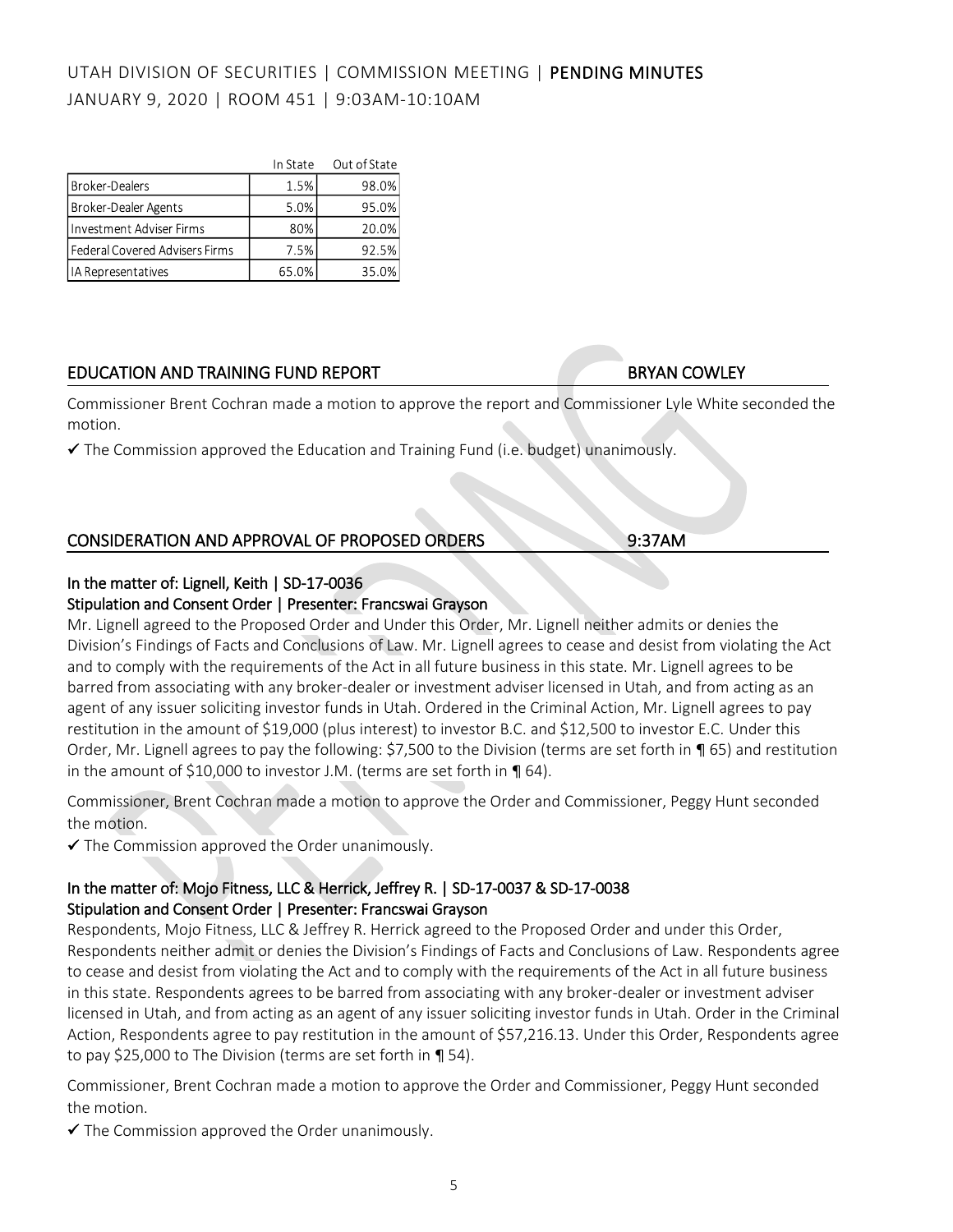|  | In State | Out of State |
| --- | --- | --- |
| Broker-Dealers | 1.5% | 98.0% |
| Broker-Dealer Agents | 5.0% | 95.0% |
| Investment Adviser Firms | 80% | 20.0% |
| Federal Covered Advisers Firms | 7.5% | 92.5% |
| IA Representatives | 65.0% | 35.0% |

## EDUCATION AND TRAINING FUND REPORT — BRYAN COWLEY

Commissioner Brent Cochran made a motion to approve the report and Commissioner Lyle White seconded the motion.

✓ The Commission approved the Education and Training Fund (i.e. budget) unanimously.

## CONSIDERATION AND APPROVAL OF PROPOSED ORDERS — 9:37AM

### In the matter of: Lignell, Keith | SD-17-0036
**Stipulation and Consent Order | Presenter: Francswai Grayson**

Mr. Lignell agreed to the Proposed Order and Under this Order, Mr. Lignell neither admits or denies the Division's Findings of Facts and Conclusions of Law. Mr. Lignell agrees to cease and desist from violating the Act and to comply with the requirements of the Act in all future business in this state. Mr. Lignell agrees to be barred from associating with any broker-dealer or investment adviser licensed in Utah, and from acting as an agent of any issuer soliciting investor funds in Utah. Ordered in the Criminal Action, Mr. Lignell agrees to pay restitution in the amount of $19,000 (plus interest) to investor B.C. and $12,500 to investor E.C. Under this Order, Mr. Lignell agrees to pay the following: $7,500 to the Division (terms are set forth in ¶ 65) and restitution in the amount of $10,000 to investor J.M. (terms are set forth in ¶ 64).

Commissioner, Brent Cochran made a motion to approve the Order and Commissioner, Peggy Hunt seconded the motion.

✓ The Commission approved the Order unanimously.

### In the matter of: Mojo Fitness, LLC & Herrick, Jeffrey R. | SD-17-0037 & SD-17-0038
**Stipulation and Consent Order | Presenter: Francswai Grayson**

Respondents, Mojo Fitness, LLC & Jeffrey R. Herrick agreed to the Proposed Order and under this Order, Respondents neither admit or denies the Division's Findings of Facts and Conclusions of Law. Respondents agree to cease and desist from violating the Act and to comply with the requirements of the Act in all future business in this state. Respondents agrees to be barred from associating with any broker-dealer or investment adviser licensed in Utah, and from acting as an agent of any issuer soliciting investor funds in Utah. Order in the Criminal Action, Respondents agree to pay restitution in the amount of $57,216.13. Under this Order, Respondents agree to pay $25,000 to The Division (terms are set forth in ¶ 54).

Commissioner, Brent Cochran made a motion to approve the Order and Commissioner, Peggy Hunt seconded the motion.

✓ The Commission approved the Order unanimously.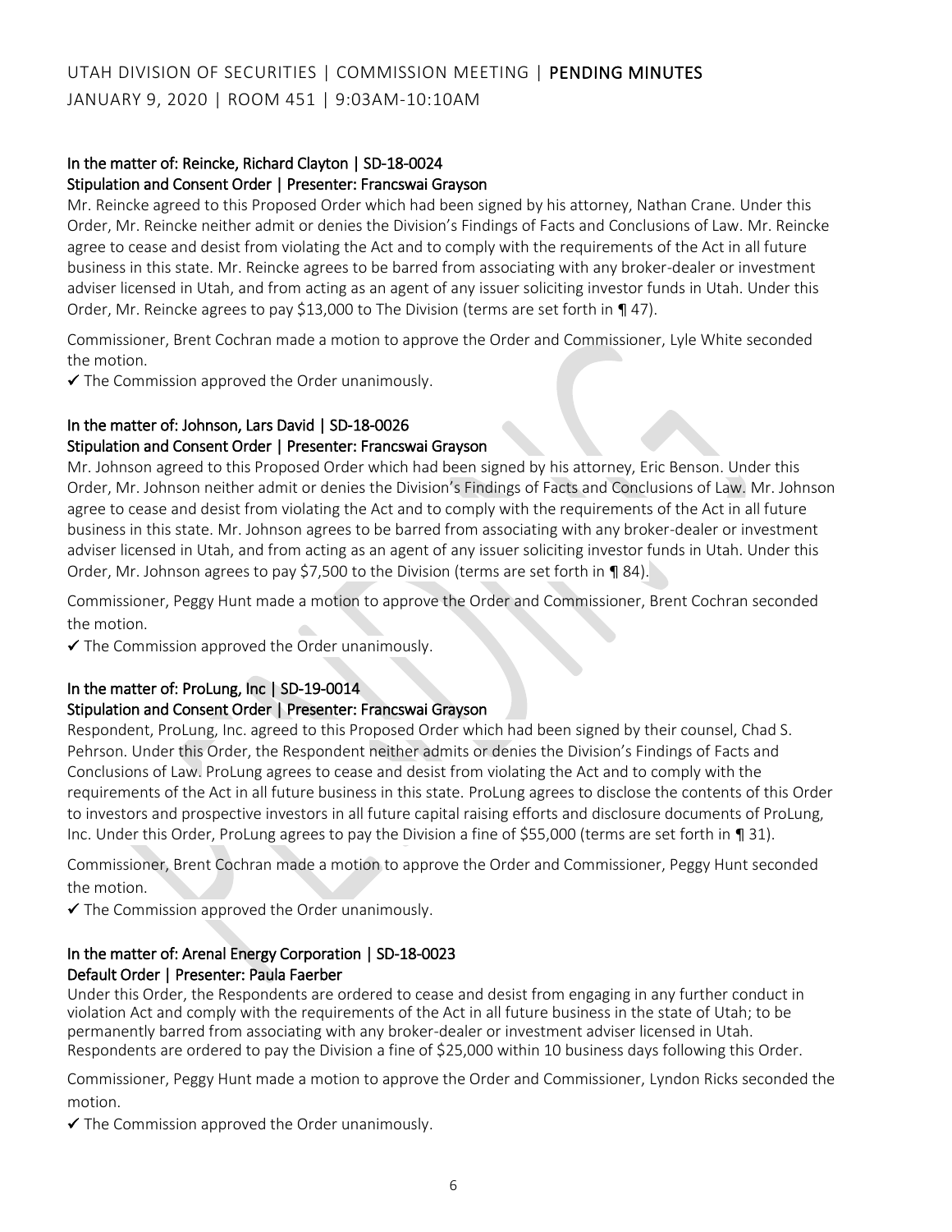# UTAH DIVISION OF SECURITIES | COMMISSION MEETING | PENDING MINUTES

JANUARY 9, 2020 | ROOM 451 | 9:03AM-10:10AM

### In the matter of: Reincke, Richard Clayton | SD-18-0024

### Stipulation and Consent Order | Presenter: Francswai Grayson

Mr. Reincke agreed to this Proposed Order which had been signed by his attorney, Nathan Crane. Under this Order, Mr. Reincke neither admit or denies the Division's Findings of Facts and Conclusions of Law. Mr. Reincke agree to cease and desist from violating the Act and to comply with the requirements of the Act in all future business in this state. Mr. Reincke agrees to be barred from associating with any broker-dealer or investment adviser licensed in Utah, and from acting as an agent of any issuer soliciting investor funds in Utah. Under this Order, Mr. Reincke agrees to pay $13,000 to The Division (terms are set forth in ¶ 47).

Commissioner, Brent Cochran made a motion to approve the Order and Commissioner, Lyle White seconded the motion.

✓ The Commission approved the Order unanimously.

### In the matter of: Johnson, Lars David | SD-18-0026

### Stipulation and Consent Order | Presenter: Francswai Grayson

Mr. Johnson agreed to this Proposed Order which had been signed by his attorney, Eric Benson. Under this Order, Mr. Johnson neither admit or denies the Division's Findings of Facts and Conclusions of Law. Mr. Johnson agree to cease and desist from violating the Act and to comply with the requirements of the Act in all future business in this state. Mr. Johnson agrees to be barred from associating with any broker-dealer or investment adviser licensed in Utah, and from acting as an agent of any issuer soliciting investor funds in Utah. Under this Order, Mr. Johnson agrees to pay $7,500 to the Division (terms are set forth in ¶ 84).

Commissioner, Peggy Hunt made a motion to approve the Order and Commissioner, Brent Cochran seconded the motion.

✓ The Commission approved the Order unanimously.

### In the matter of: ProLung, Inc | SD-19-0014

### Stipulation and Consent Order | Presenter: Francswai Grayson

Respondent, ProLung, Inc. agreed to this Proposed Order which had been signed by their counsel, Chad S. Pehrson. Under this Order, the Respondent neither admits or denies the Division's Findings of Facts and Conclusions of Law. ProLung agrees to cease and desist from violating the Act and to comply with the requirements of the Act in all future business in this state. ProLung agrees to disclose the contents of this Order to investors and prospective investors in all future capital raising efforts and disclosure documents of ProLung, Inc. Under this Order, ProLung agrees to pay the Division a fine of $55,000 (terms are set forth in ¶ 31).

Commissioner, Brent Cochran made a motion to approve the Order and Commissioner, Peggy Hunt seconded the motion.

✓ The Commission approved the Order unanimously.

### In the matter of: Arenal Energy Corporation | SD-18-0023

### Default Order | Presenter: Paula Faerber

Under this Order, the Respondents are ordered to cease and desist from engaging in any further conduct in violation Act and comply with the requirements of the Act in all future business in the state of Utah; to be permanently barred from associating with any broker-dealer or investment adviser licensed in Utah. Respondents are ordered to pay the Division a fine of $25,000 within 10 business days following this Order.

Commissioner, Peggy Hunt made a motion to approve the Order and Commissioner, Lyndon Ricks seconded the motion.

✓ The Commission approved the Order unanimously.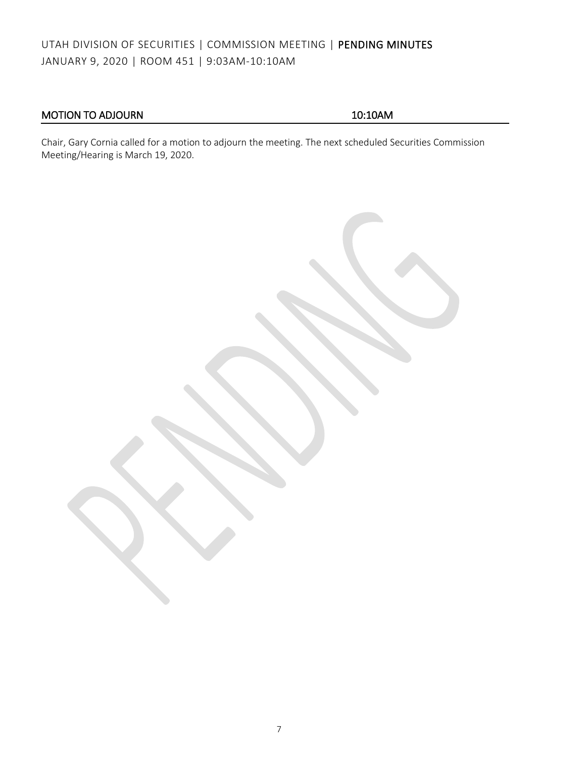## MOTION TO ADJOURN 10:10AM

Chair, Gary Cornia called for a motion to adjourn the meeting. The next scheduled Securities Commission Meeting/Hearing is March 19, 2020.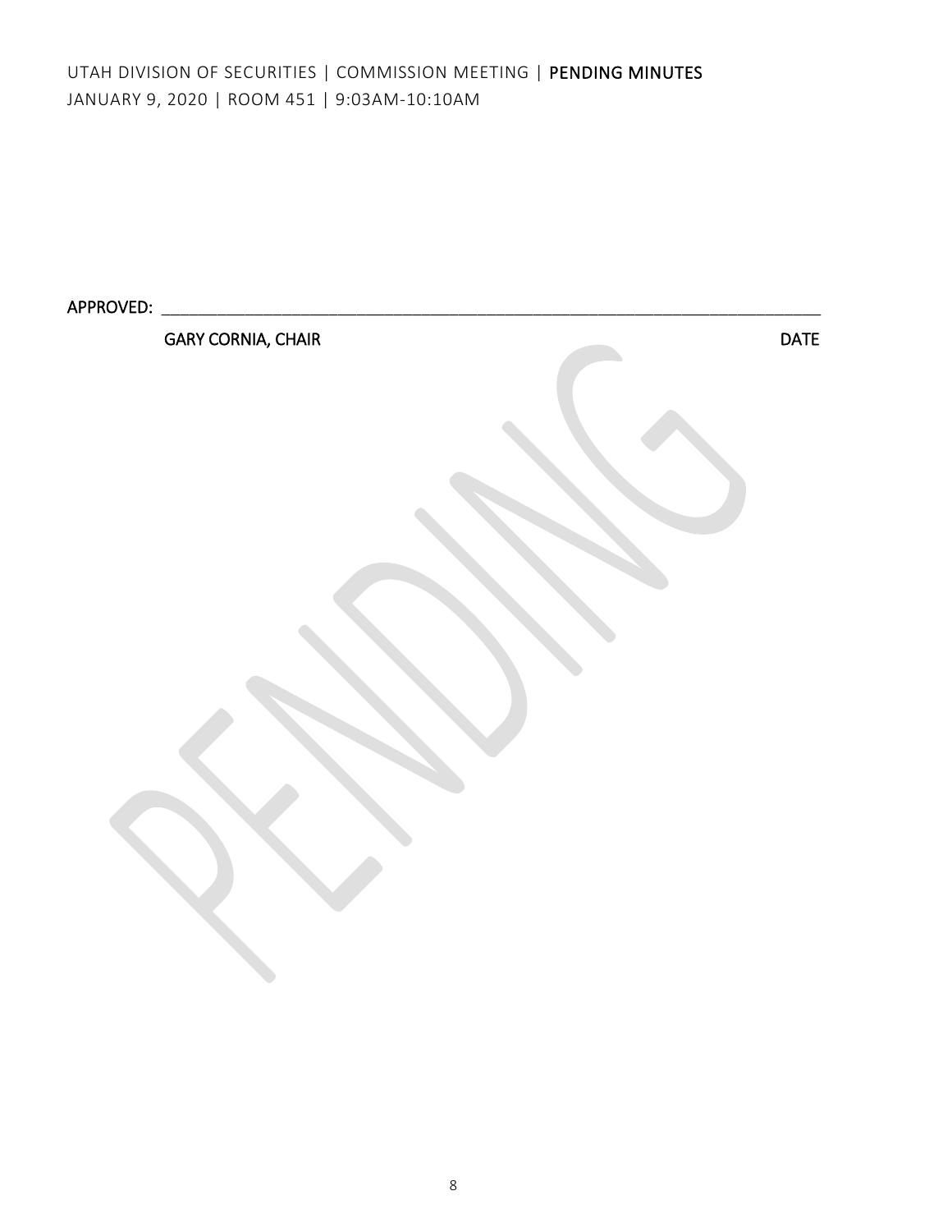APPROVED: ______________________________________________________________________________

GARY CORNIA, CHAIR DATE